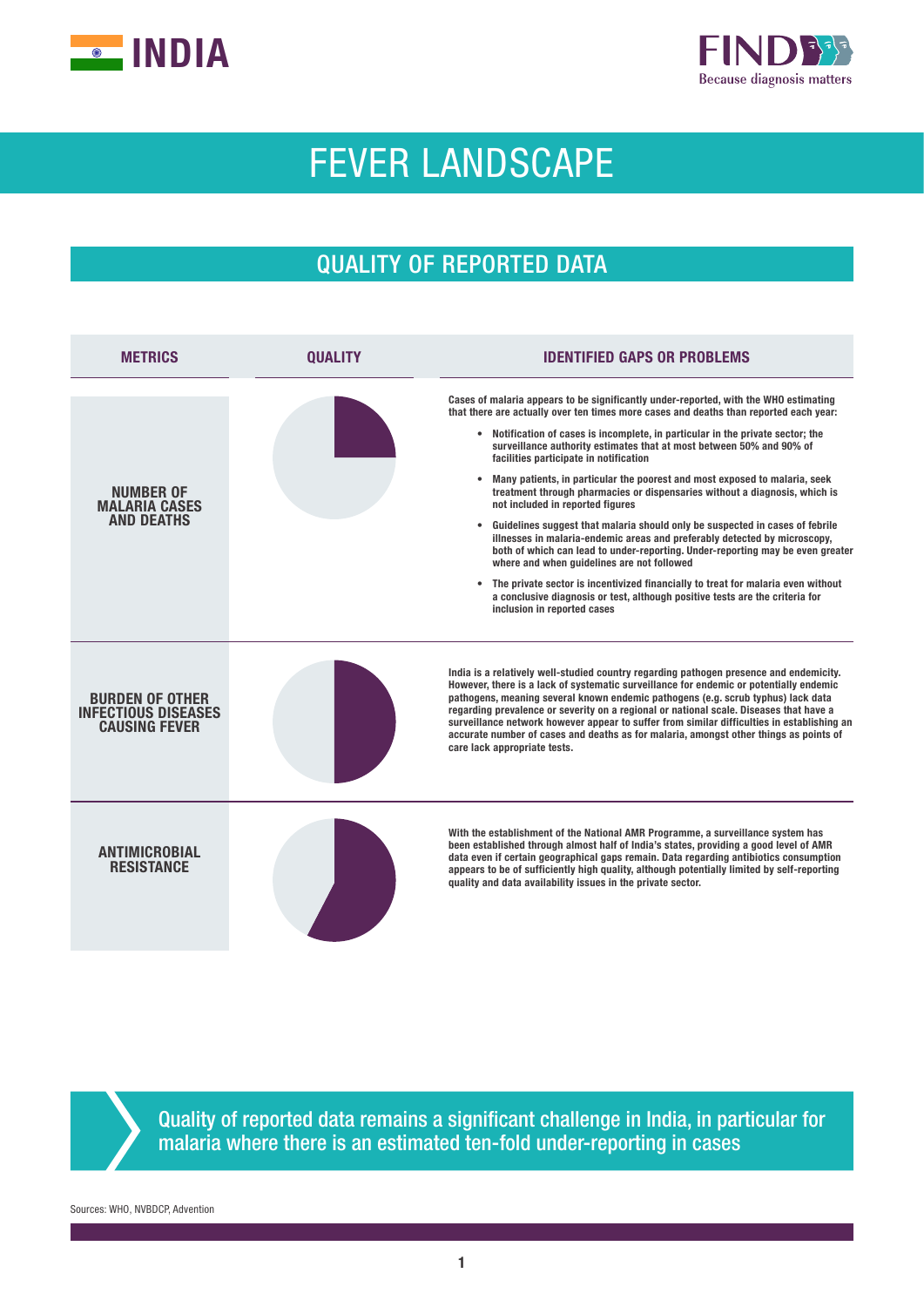# INDIA

FIND Because diagnosis matters

# FEVER LANDSCAPE

## QUALITY OF REPORTED DATA

| METRICS | QUALITY | IDENTIFIED GAPS OR PROBLEMS |
|---|---|---|
| NUMBER OF MALARIA CASES AND DEATHS | | Cases of malaria appears to be significantly under-reported, with the WHO estimating that there are actually over ten times more cases and deaths than reported each year: • Notification of cases is incomplete, in particular in the private sector; the surveillance authority estimates that at most between 50% and 90% of facilities participate in notification • Many patients, in particular the poorest and most exposed to malaria, seek treatment through pharmacies or dispensaries without a diagnosis, which is not included in reported figures • Guidelines suggest that malaria should only be suspected in cases of febrile illnesses in malaria-endemic areas and preferably detected by microscopy, both of which can lead to under-reporting. Under-reporting may be even greater where and when guidelines are not followed • The private sector is incentivized financially to treat for malaria even without a conclusive diagnosis or test, although positive tests are the criteria for inclusion in reported cases |
| BURDEN OF OTHER INFECTIOUS DISEASES CAUSING FEVER | | India is a relatively well-studied country regarding pathogen presence and endemicity. However, there is a lack of systematic surveillance for endemic or potentially endemic pathogens, meaning several known endemic pathogens (e.g. scrub typhus) lack data regarding prevalence or severity on a regional or national scale. Diseases that have a surveillance network however appear to suffer from similar difficulties in establishing an accurate number of cases and deaths as for malaria, amongst other things as points of care lack appropriate tests. |
| ANTIMICROBIAL RESISTANCE | | With the establishment of the National AMR Programme, a surveillance system has been established through almost half of India's states, providing a good level of AMR data even if certain geographical gaps remain. Data regarding antibiotics consumption appears to be of sufficiently high quality, although potentially limited by self-reporting quality and data availability issues in the private sector. |

Quality of reported data remains a significant challenge in India, in particular for malaria where there is an estimated ten-fold under-reporting in cases

Sources: WHO, NVBDCP, Advention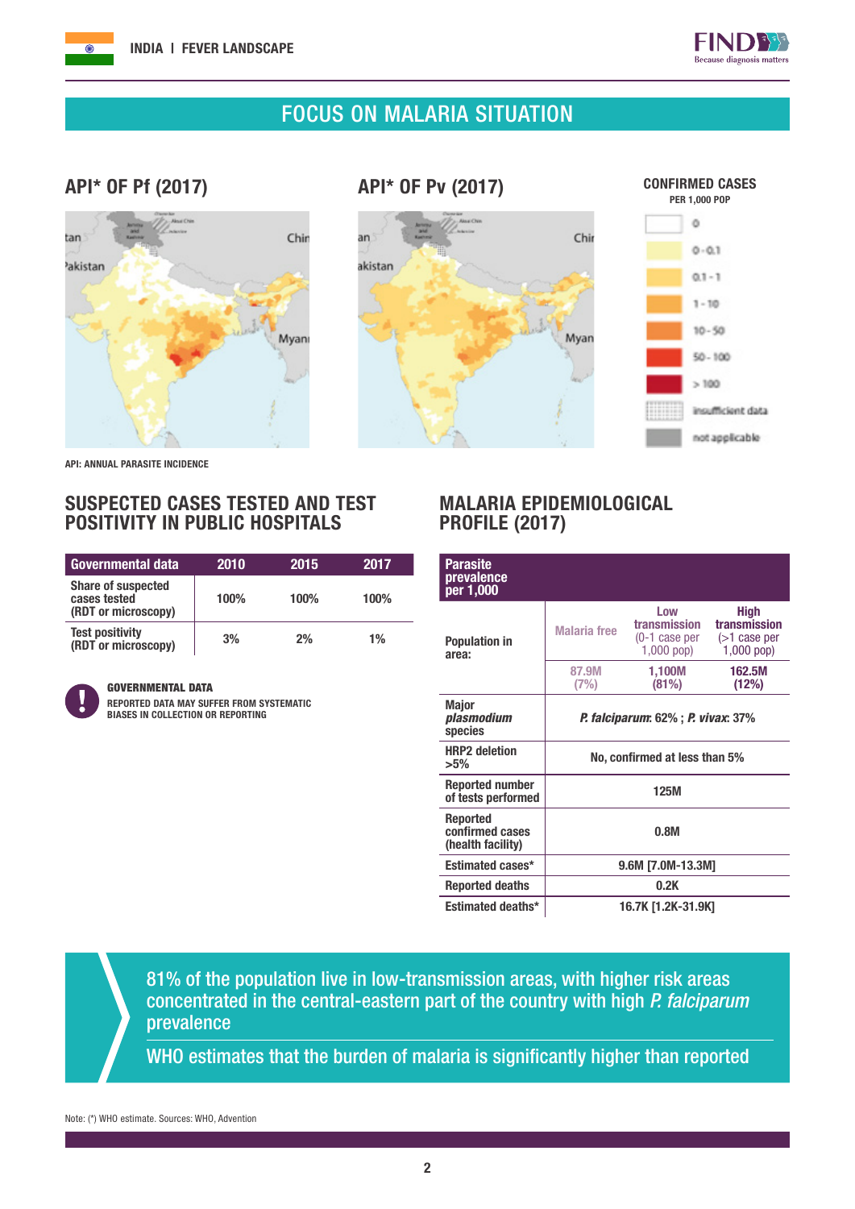# FOCUS ON MALARIA SITUATION

## API* OF Pf (2017)

## API* OF Pv (2017)

**CONFIRMED CASES**
PER 1,000 POP

- 0
- 0 - 0.1
- 0.1 - 1
- 1 - 10
- 10 - 50
- 50 - 100
- > 100
- insufficient data
- not applicable

API: ANNUAL PARASITE INCIDENCE

## SUSPECTED CASES TESTED AND TEST POSITIVITY IN PUBLIC HOSPITALS

| Governmental data | 2010 | 2015 | 2017 |
|---|---|---|---|
| Share of suspected cases tested (RDT or microscopy) | 100% | 100% | 100% |
| Test positivity (RDT or microscopy) | 3% | 2% | 1% |

**GOVERNMENTAL DATA**
REPORTED DATA MAY SUFFER FROM SYSTEMATIC BIASES IN COLLECTION OR REPORTING

## MALARIA EPIDEMIOLOGICAL PROFILE (2017)

| Parasite prevalence per 1,000 | | | |
|---|---|---|---|
| Population in area: | Malaria free | Low transmission (0-1 case per 1,000 pop) | High transmission (>1 case per 1,000 pop) |
| | 87.9M (7%) | 1,100M (81%) | 162.5M (12%) |
| Major *plasmodium* species | *P. falciparum*: 62% ; *P. vivax*: 37% | | |
| HRP2 deletion >5% | No, confirmed at less than 5% | | |
| Reported number of tests performed | 125M | | |
| Reported confirmed cases (health facility) | 0.8M | | |
| Estimated cases* | 9.6M [7.0M-13.3M] | | |
| Reported deaths | 0.2K | | |
| Estimated deaths* | 16.7K [1.2K-31.9K] | | |

81% of the population live in low-transmission areas, with higher risk areas concentrated in the central-eastern part of the country with high *P. falciparum* prevalence

WHO estimates that the burden of malaria is significantly higher than reported

Note: (*) WHO estimate. Sources: WHO, Advention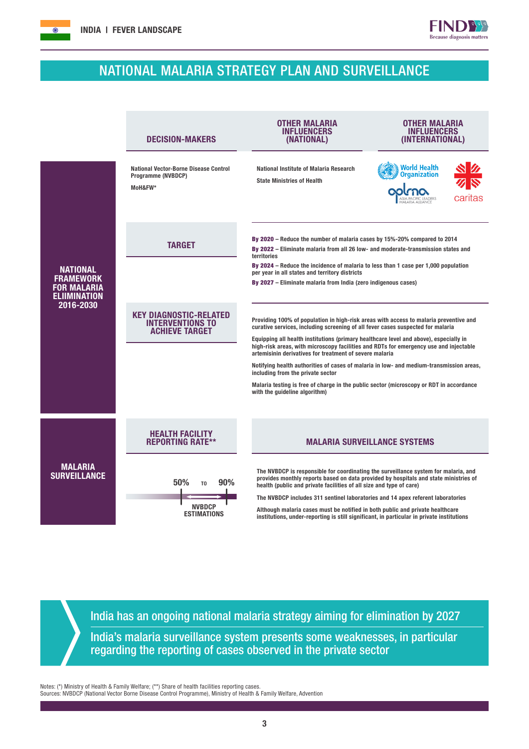## NATIONAL MALARIA STRATEGY PLAN AND SURVEILLANCE

### NATIONAL FRAMEWORK FOR MALARIA ELIIMINATION 2016-2030

| DECISION-MAKERS | OTHER MALARIA INFLUENCERS (NATIONAL) | OTHER MALARIA INFLUENCERS (INTERNATIONAL) |
| --- | --- | --- |
| National Vector-Borne Disease Control Programme (NVBDCP)<br>MoH&FW* | National Institute of Malaria Research<br>State Ministries of Health | World Health Organization<br>APLMA (Asia Pacific Leaders Malaria Alliance)<br>caritas |

**TARGET**

- **By 2020** – Reduce the number of malaria cases by 15%-20% compared to 2014
- **By 2022** – Eliminate malaria from all 26 low- and moderate-transmission states and territories
- **By 2024** – Reduce the incidence of malaria to less than 1 case per 1,000 population per year in all states and territory districts
- **By 2027** – Eliminate malaria from India (zero indigenous cases)

**KEY DIAGNOSTIC-RELATED INTERVENTIONS TO ACHIEVE TARGET**

- Providing 100% of population in high-risk areas with access to malaria preventive and curative services, including screening of all fever cases suspected for malaria
- Equipping all health institutions (primary healthcare level and above), especially in high-risk areas, with microscopy facilities and RDTs for emergency use and injectable artemisinin derivatives for treatment of severe malaria
- Notifying health authorities of cases of malaria in low- and medium-transmission areas, including from the private sector
- Malaria testing is free of charge in the public sector (microscopy or RDT in accordance with the guideline algorithm)

### MALARIA SURVEILLANCE

**HEALTH FACILITY REPORTING RATE****

50% TO 90%

NVBDCP ESTIMATIONS

**MALARIA SURVEILLANCE SYSTEMS**

- The NVBDCP is responsible for coordinating the surveillance system for malaria, and provides monthly reports based on data provided by hospitals and state ministries of health (public and private facilities of all size and type of care)
- The NVBDCP includes 311 sentinel laboratories and 14 apex referent laboratories
- Although malaria cases must be notified in both public and private healthcare institutions, under-reporting is still significant, in particular in private institutions

> India has an ongoing national malaria strategy aiming for elimination by 2027
>
> India's malaria surveillance system presents some weaknesses, in particular regarding the reporting of cases observed in the private sector

Notes: (*) Ministry of Health & Family Welfare; (**) Share of health facilities reporting cases.
Sources: NVBDCP (National Vector Borne Disease Control Programme), Ministry of Health & Family Welfare, Advention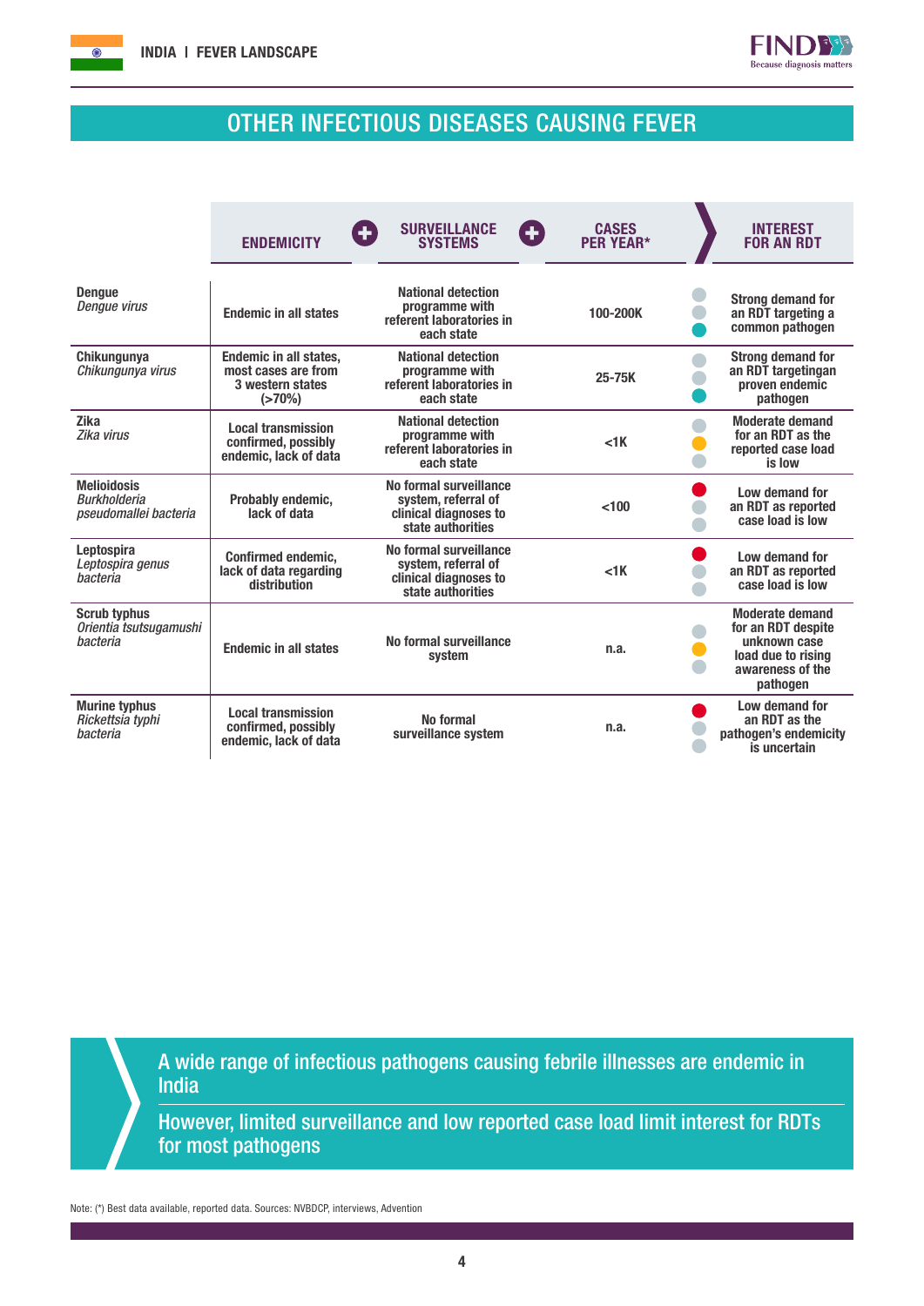# OTHER INFECTIOUS DISEASES CAUSING FEVER

| | ENDEMICITY | SURVEILLANCE SYSTEMS | CASES PER YEAR* | INTEREST FOR AN RDT |
|---|---|---|---|---|
| **Dengue** *Dengue virus* | Endemic in all states | National detection programme with referent laboratories in each state | 100-200K | Strong demand for an RDT targeting a common pathogen |
| **Chikungunya** *Chikungunya virus* | Endemic in all states, most cases are from 3 western states (>70%) | National detection programme with referent laboratories in each state | 25-75K | Strong demand for an RDT targetingan proven endemic pathogen |
| **Zika** *Zika virus* | Local transmission confirmed, possibly endemic, lack of data | National detection programme with referent laboratories in each state | <1K | Moderate demand for an RDT as the reported case load is low |
| **Melioidosis** *Burkholderia pseudomallei bacteria* | Probably endemic, lack of data | No formal surveillance system, referral of clinical diagnoses to state authorities | <100 | Low demand for an RDT as reported case load is low |
| **Leptospira** *Leptospira genus bacteria* | Confirmed endemic, lack of data regarding distribution | No formal surveillance system, referral of clinical diagnoses to state authorities | <1K | Low demand for an RDT as reported case load is low |
| **Scrub typhus** *Orientia tsutsugamushi bacteria* | Endemic in all states | No formal surveillance system | n.a. | Moderate demand for an RDT despite unknown case load due to rising awareness of the pathogen |
| **Murine typhus** *Rickettsia typhi bacteria* | Local transmission confirmed, possibly endemic, lack of data | No formal surveillance system | n.a. | Low demand for an RDT as the pathogen's endemicity is uncertain |

A wide range of infectious pathogens causing febrile illnesses are endemic in India

However, limited surveillance and low reported case load limit interest for RDTs for most pathogens

Note: (*) Best data available, reported data. Sources: NVBDCP, interviews, Advention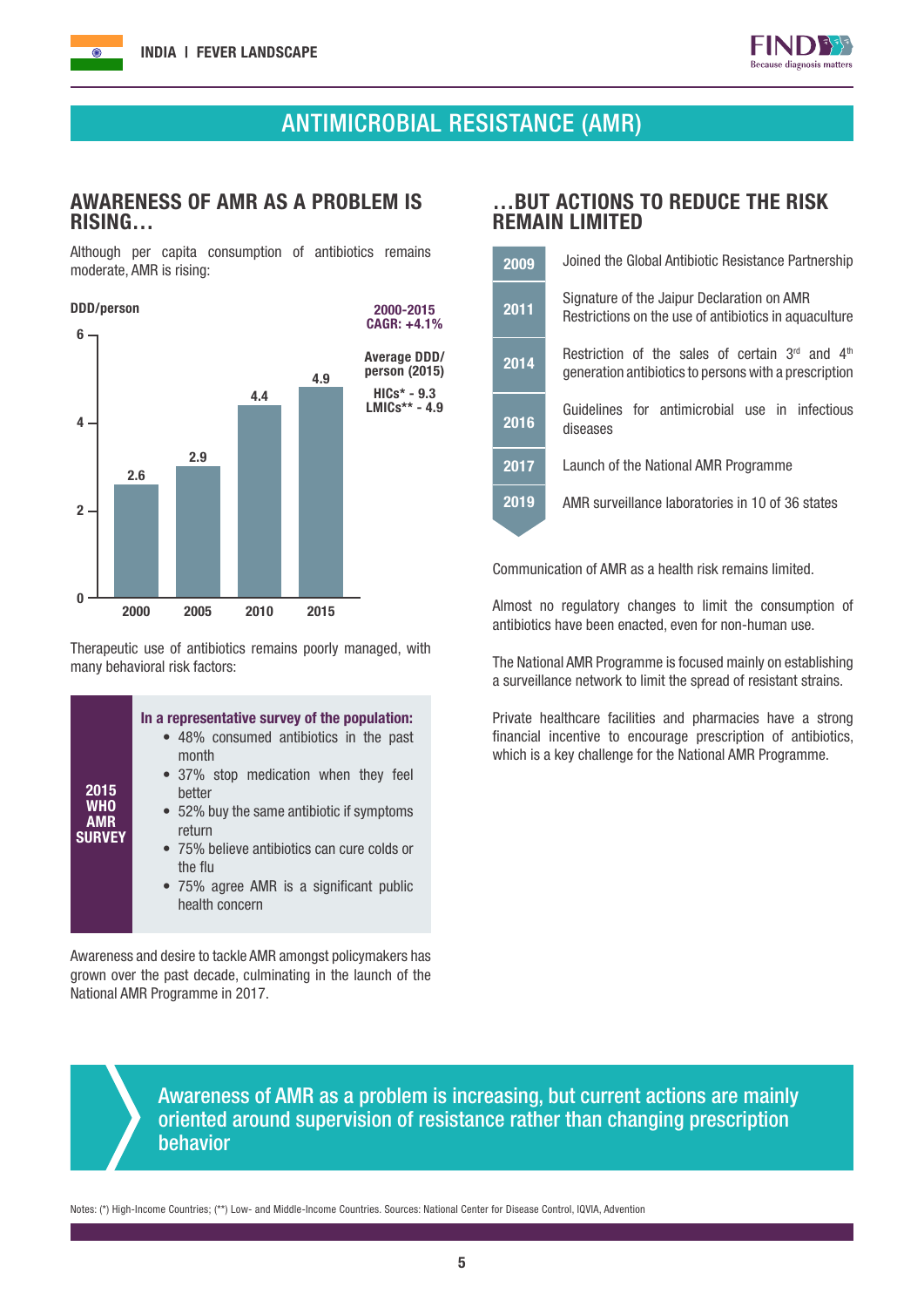# ANTIMICROBIAL RESISTANCE (AMR)

## AWARENESS OF AMR AS A PROBLEM IS RISING…

Although per capita consumption of antibiotics remains moderate, AMR is rising:

DDD/person

| Year | DDD/person |
|---|---|
| 2000 | 2.6 |
| 2005 | 2.9 |
| 2010 | 4.4 |
| 2015 | 4.9 |

**2000-2015 CAGR: +4.1%**

**Average DDD/ person (2015)**

**HICs* - 9.3**
**LMICs** - 4.9**

Therapeutic use of antibiotics remains poorly managed, with many behavioral risk factors:

**2015 WHO AMR SURVEY**

**In a representative survey of the population:**

- 48% consumed antibiotics in the past month
- 37% stop medication when they feel better
- 52% buy the same antibiotic if symptoms return
- 75% believe antibiotics can cure colds or the flu
- 75% agree AMR is a significant public health concern

Awareness and desire to tackle AMR amongst policymakers has grown over the past decade, culminating in the launch of the National AMR Programme in 2017.

## …BUT ACTIONS TO REDUCE THE RISK REMAIN LIMITED

| Year | Action |
|---|---|
| 2009 | Joined the Global Antibiotic Resistance Partnership |
| 2011 | Signature of the Jaipur Declaration on AMR<br>Restrictions on the use of antibiotics in aquaculture |
| 2014 | Restriction of the sales of certain 3rd and 4th generation antibiotics to persons with a prescription |
| 2016 | Guidelines for antimicrobial use in infectious diseases |
| 2017 | Launch of the National AMR Programme |
| 2019 | AMR surveillance laboratories in 10 of 36 states |

Communication of AMR as a health risk remains limited.

Almost no regulatory changes to limit the consumption of antibiotics have been enacted, even for non-human use.

The National AMR Programme is focused mainly on establishing a surveillance network to limit the spread of resistant strains.

Private healthcare facilities and pharmacies have a strong financial incentive to encourage prescription of antibiotics, which is a key challenge for the National AMR Programme.

**Awareness of AMR as a problem is increasing, but current actions are mainly oriented around supervision of resistance rather than changing prescription behavior**

Notes: (*) High-Income Countries; (**) Low- and Middle-Income Countries. Sources: National Center for Disease Control, IQVIA, Advention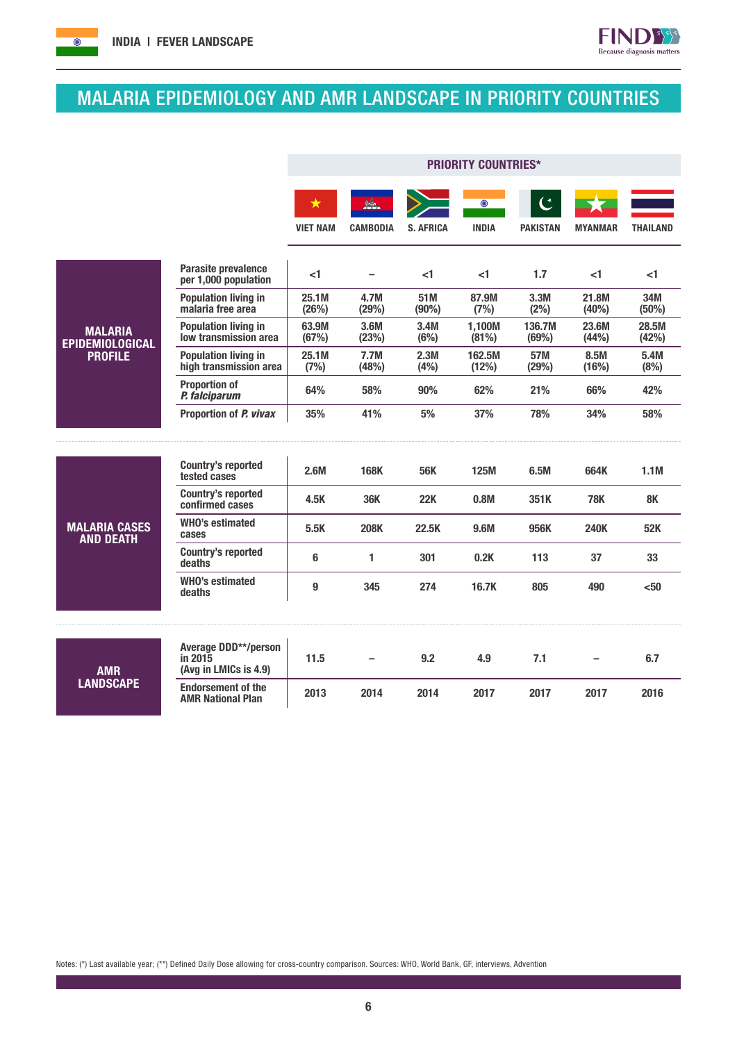## MALARIA EPIDEMIOLOGY AND AMR LANDSCAPE IN PRIORITY COUNTRIES

| | | PRIORITY COUNTRIES* | | | | | | |
|---|---|---|---|---|---|---|---|---|
| | | VIET NAM | CAMBODIA | S. AFRICA | INDIA | PAKISTAN | MYANMAR | THAILAND |
| **MALARIA EPIDEMIOLOGICAL PROFILE** | Parasite prevalence per 1,000 population | <1 | – | <1 | <1 | 1.7 | <1 | <1 |
| | Population living in malaria free area | 25.1M (26%) | 4.7M (29%) | 51M (90%) | 87.9M (7%) | 3.3M (2%) | 21.8M (40%) | 34M (50%) |
| | Population living in low transmission area | 63.9M (67%) | 3.6M (23%) | 3.4M (6%) | 1,100M (81%) | 136.7M (69%) | 23.6M (44%) | 28.5M (42%) |
| | Population living in high transmission area | 25.1M (7%) | 7.7M (48%) | 2.3M (4%) | 162.5M (12%) | 57M (29%) | 8.5M (16%) | 5.4M (8%) |
| | Proportion of *P. falciparum* | 64% | 58% | 90% | 62% | 21% | 66% | 42% |
| | Proportion of *P. vivax* | 35% | 41% | 5% | 37% | 78% | 34% | 58% |
| **MALARIA CASES AND DEATH** | Country's reported tested cases | 2.6M | 168K | 56K | 125M | 6.5M | 664K | 1.1M |
| | Country's reported confirmed cases | 4.5K | 36K | 22K | 0.8M | 351K | 78K | 8K |
| | WHO's estimated cases | 5.5K | 208K | 22.5K | 9.6M | 956K | 240K | 52K |
| | Country's reported deaths | 6 | 1 | 301 | 0.2K | 113 | 37 | 33 |
| | WHO's estimated deaths | 9 | 345 | 274 | 16.7K | 805 | 490 | <50 |
| **AMR LANDSCAPE** | Average DDD**/person in 2015 (Avg in LMICs is 4.9) | 11.5 | – | 9.2 | 4.9 | 7.1 | – | 6.7 |
| | Endorsement of the AMR National Plan | 2013 | 2014 | 2014 | 2017 | 2017 | 2017 | 2016 |

Notes: (*) Last available year; (**) Defined Daily Dose allowing for cross-country comparison. Sources: WHO, World Bank, GF, interviews, Advention